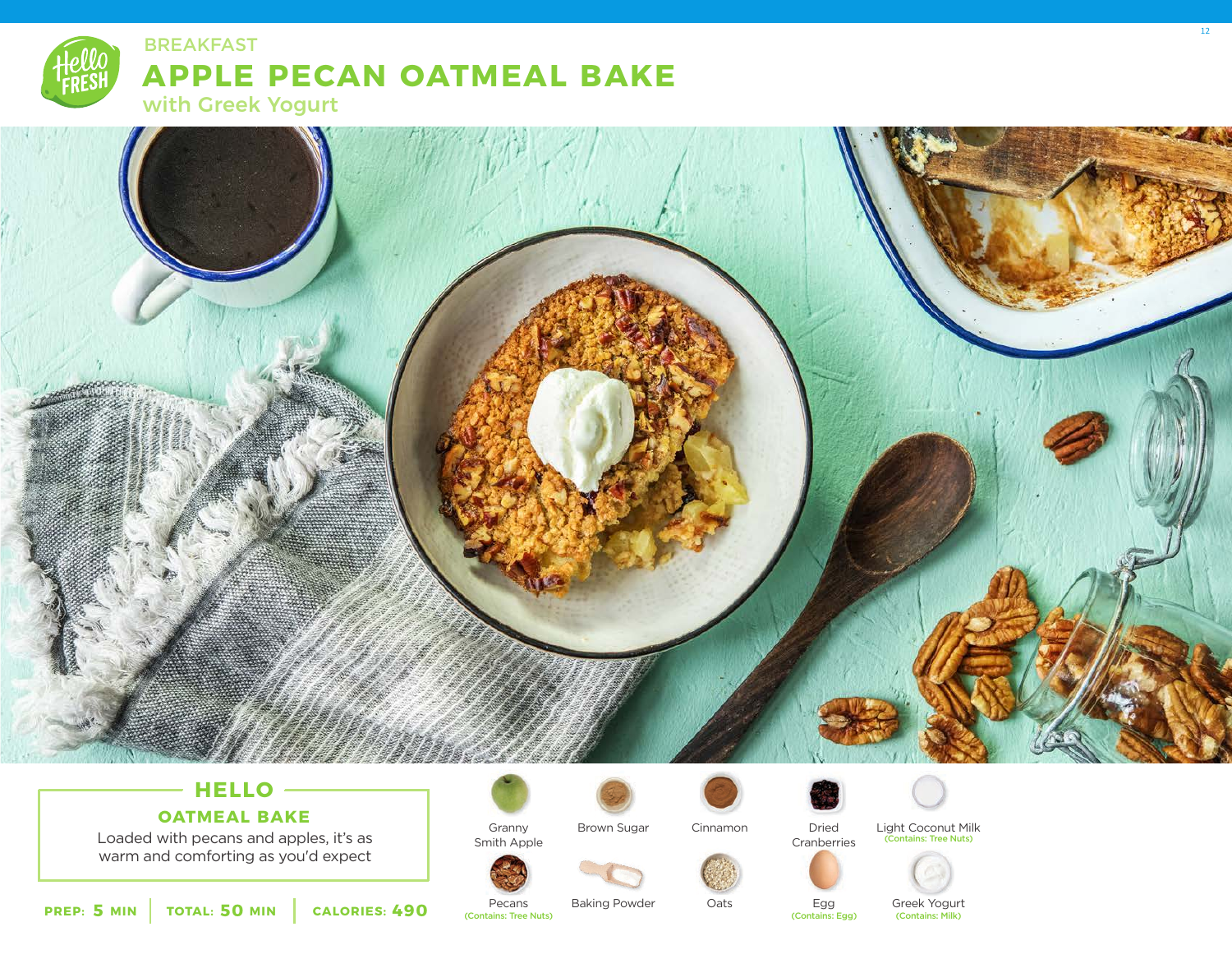BREAKFAST

# APPLE PECAN OATMEAL BAKE

## with Greek Yogurt

### HELLO

**OATMEAL BAKE**

Loaded with pecans and apples, it's as warm and comforting as you'd expect

**PREP: 5 MIN** | **TOTAL: 50 MIN** | **CALORIES: 490**

- Granny Smith Apple
- Brown Sugar
- Cinnamon
- Dried Cranberries
- Light Coconut Milk (Contains: Tree Nuts)
- Pecans (Contains: Tree Nuts)
- Baking Powder
- Oats
- Egg (Contains: Egg)
- Greek Yogurt (Contains: Milk)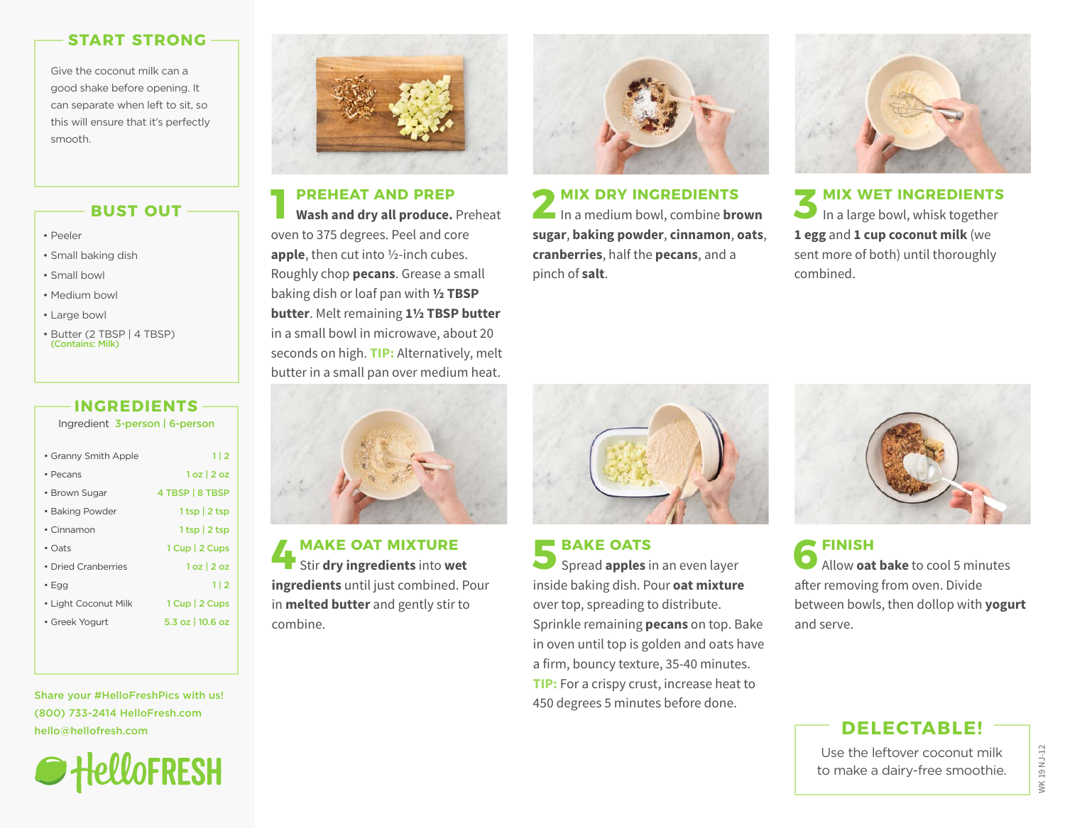## START STRONG

Give the coconut milk can a good shake before opening. It can separate when left to sit, so this will ensure that it's perfectly smooth.

## BUST OUT

- Peeler
- Small baking dish
- Small bowl
- Medium bowl
- Large bowl
- Butter (2 TBSP | 4 TBSP)
  (Contains: Milk)

## INGREDIENTS

| Ingredient | 3-person \| 6-person |
|---|---|
| Granny Smith Apple | 1 \| 2 |
| Pecans | 1 oz \| 2 oz |
| Brown Sugar | 4 TBSP \| 8 TBSP |
| Baking Powder | 1 tsp \| 2 tsp |
| Cinnamon | 1 tsp \| 2 tsp |
| Oats | 1 Cup \| 2 Cups |
| Dried Cranberries | 1 oz \| 2 oz |
| Egg | 1 \| 2 |
| Light Coconut Milk | 1 Cup \| 2 Cups |
| Greek Yogurt | 5.3 oz \| 10.6 oz |

Share your #HelloFreshPics with us!
(800) 733-2414 HelloFresh.com
hello@hellofresh.com

HelloFRESH

## 1 PREHEAT AND PREP

**Wash and dry all produce.** Preheat oven to 375 degrees. Peel and core **apple**, then cut into ½-inch cubes. Roughly chop **pecans**. Grease a small baking dish or loaf pan with **½ TBSP butter**. Melt remaining **1½ TBSP butter** in a small bowl in microwave, about 20 seconds on high. **TIP:** Alternatively, melt butter in a small pan over medium heat.

## 2 MIX DRY INGREDIENTS

In a medium bowl, combine **brown sugar**, **baking powder**, **cinnamon**, **oats**, **cranberries**, half the **pecans**, and a pinch of **salt**.

## 3 MIX WET INGREDIENTS

In a large bowl, whisk together **1 egg** and **1 cup coconut milk** (we sent more of both) until thoroughly combined.

## 4 MAKE OAT MIXTURE

Stir **dry ingredients** into **wet ingredients** until just combined. Pour in **melted butter** and gently stir to combine.

## 5 BAKE OATS

Spread **apples** in an even layer inside baking dish. Pour **oat mixture** over top, spreading to distribute. Sprinkle remaining **pecans** on top. Bake in oven until top is golden and oats have a firm, bouncy texture, 35-40 minutes. **TIP:** For a crispy crust, increase heat to 450 degrees 5 minutes before done.

## 6 FINISH

Allow **oat bake** to cool 5 minutes after removing from oven. Divide between bowls, then dollop with **yogurt** and serve.

## DELECTABLE!

Use the leftover coconut milk to make a dairy-free smoothie.

WK 19 NJ-12